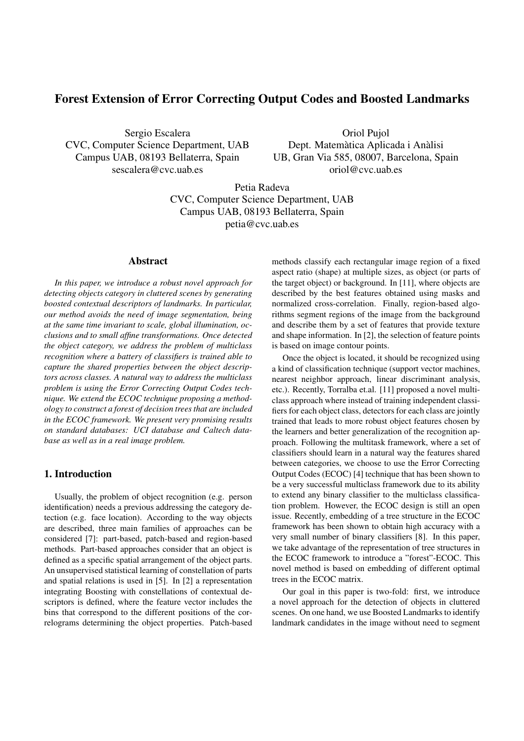# Forest Extension of Error Correcting Output Codes and Boosted Landmarks

Sergio Escalera
CVC, Computer Science Department, UAB
Campus UAB, 08193 Bellaterra, Spain
sescalera@cvc.uab.es

Oriol Pujol
Dept. Matemàtica Aplicada i Anàlisi
UB, Gran Via 585, 08007, Barcelona, Spain
oriol@cvc.uab.es

Petia Radeva
CVC, Computer Science Department, UAB
Campus UAB, 08193 Bellaterra, Spain
petia@cvc.uab.es

## Abstract

*In this paper, we introduce a robust novel approach for detecting objects category in cluttered scenes by generating boosted contextual descriptors of landmarks. In particular, our method avoids the need of image segmentation, being at the same time invariant to scale, global illumination, occlusions and to small affine transformations. Once detected the object category, we address the problem of multiclass recognition where a battery of classifiers is trained able to capture the shared properties between the object descriptors across classes. A natural way to address the multiclass problem is using the Error Correcting Output Codes technique. We extend the ECOC technique proposing a methodology to construct a forest of decision trees that are included in the ECOC framework. We present very promising results on standard databases: UCI database and Caltech database as well as in a real image problem.*

## 1. Introduction

Usually, the problem of object recognition (e.g. person identification) needs a previous addressing the category detection (e.g. face location). According to the way objects are described, three main families of approaches can be considered [7]: part-based, patch-based and region-based methods. Part-based approaches consider that an object is defined as a specific spatial arrangement of the object parts. An unsupervised statistical learning of constellation of parts and spatial relations is used in [5]. In [2] a representation integrating Boosting with constellations of contextual descriptors is defined, where the feature vector includes the bins that correspond to the different positions of the correlograms determining the object properties. Patch-based methods classify each rectangular image region of a fixed aspect ratio (shape) at multiple sizes, as object (or parts of the target object) or background. In [11], where objects are described by the best features obtained using masks and normalized cross-correlation. Finally, region-based algorithms segment regions of the image from the background and describe them by a set of features that provide texture and shape information. In [2], the selection of feature points is based on image contour points.

Once the object is located, it should be recognized using a kind of classification technique (support vector machines, nearest neighbor approach, linear discriminant analysis, etc.). Recently, Torralba et.al. [11] proposed a novel multiclass approach where instead of training independent classifiers for each object class, detectors for each class are jointly trained that leads to more robust object features chosen by the learners and better generalization of the recognition approach. Following the multitask framework, where a set of classifiers should learn in a natural way the features shared between categories, we choose to use the Error Correcting Output Codes (ECOC) [4] technique that has been shown to be a very successful multiclass framework due to its ability to extend any binary classifier to the multiclass classification problem. However, the ECOC design is still an open issue. Recently, embedding of a tree structure in the ECOC framework has been shown to obtain high accuracy with a very small number of binary classifiers [8]. In this paper, we take advantage of the representation of tree structures in the ECOC framework to introduce a "forest"-ECOC. This novel method is based on embedding of different optimal trees in the ECOC matrix.

Our goal in this paper is two-fold: first, we introduce a novel approach for the detection of objects in cluttered scenes. On one hand, we use Boosted Landmarks to identify landmark candidates in the image without need to segment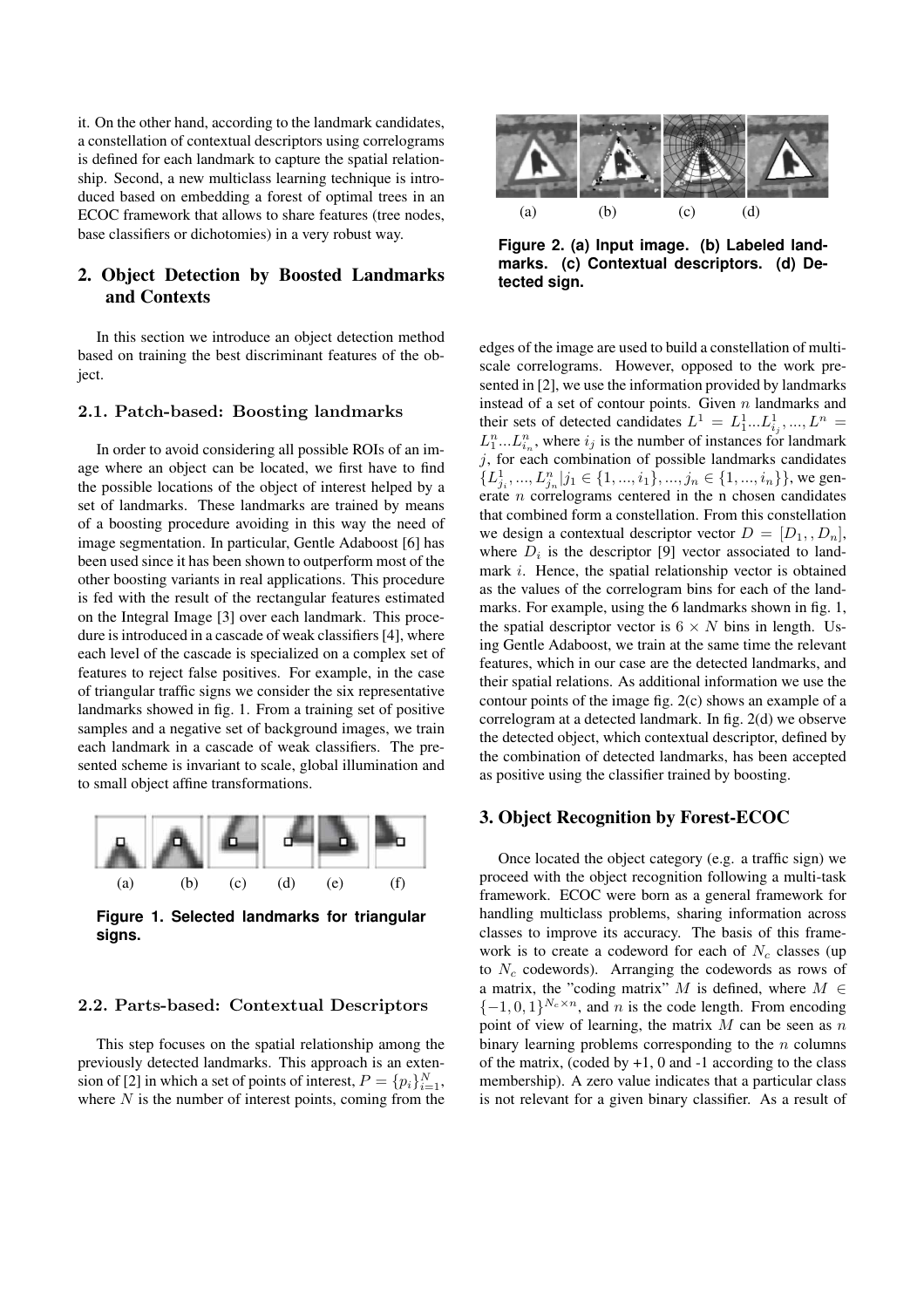it. On the other hand, according to the landmark candidates, a constellation of contextual descriptors using correlograms is defined for each landmark to capture the spatial relationship. Second, a new multiclass learning technique is introduced based on embedding a forest of optimal trees in an ECOC framework that allows to share features (tree nodes, base classifiers or dichotomies) in a very robust way.

## 2. Object Detection by Boosted Landmarks and Contexts

In this section we introduce an object detection method based on training the best discriminant features of the object.

### 2.1. Patch-based: Boosting landmarks

In order to avoid considering all possible ROIs of an image where an object can be located, we first have to find the possible locations of the object of interest helped by a set of landmarks. These landmarks are trained by means of a boosting procedure avoiding in this way the need of image segmentation. In particular, Gentle Adaboost [6] has been used since it has been shown to outperform most of the other boosting variants in real applications. This procedure is fed with the result of the rectangular features estimated on the Integral Image [3] over each landmark. This procedure is introduced in a cascade of weak classifiers [4], where each level of the cascade is specialized on a complex set of features to reject false positives. For example, in the case of triangular traffic signs we consider the six representative landmarks showed in fig. 1. From a training set of positive samples and a negative set of background images, we train each landmark in a cascade of weak classifiers. The presented scheme is invariant to scale, global illumination and to small object affine transformations.

(a) (b) (c) (d) (e) (f)

**Figure 1. Selected landmarks for triangular signs.**

### 2.2. Parts-based: Contextual Descriptors

This step focuses on the spatial relationship among the previously detected landmarks. This approach is an extension of [2] in which a set of points of interest, $P = \{p_i\}_{i=1}^{N}$, where $N$ is the number of interest points, coming from the edges of the image are used to build a constellation of multiscale correlograms. However, opposed to the work presented in [2], we use the information provided by landmarks instead of a set of contour points. Given $n$ landmarks and their sets of detected candidates $L^1 = L^1_1...L^1_{i_j}, ..., L^n = L^n_1...L^n_{i_n}$, where $i_j$ is the number of instances for landmark $j$, for each combination of possible landmarks candidates $\{L^1_{j_i}, ..., L^n_{j_n} | j_1 \in \{1, ..., i_1\}, ..., j_n \in \{1, ..., i_n\}\}$, we generate $n$ correlograms centered in the n chosen candidates that combined form a constellation. From this constellation we design a contextual descriptor vector $D = [D_1, , D_n]$, where $D_i$ is the descriptor [9] vector associated to landmark $i$. Hence, the spatial relationship vector is obtained as the values of the correlogram bins for each of the landmarks. For example, using the 6 landmarks shown in fig. 1, the spatial descriptor vector is $6 \times N$ bins in length. Using Gentle Adaboost, we train at the same time the relevant features, which in our case are the detected landmarks, and their spatial relations. As additional information we use the contour points of the image fig. 2(c) shows an example of a correlogram at a detected landmark. In fig. 2(d) we observe the detected object, which contextual descriptor, defined by the combination of detected landmarks, has been accepted as positive using the classifier trained by boosting.

(a) (b) (c) (d)

**Figure 2. (a) Input image. (b) Labeled landmarks. (c) Contextual descriptors. (d) Detected sign.**

## 3. Object Recognition by Forest-ECOC

Once located the object category (e.g. a traffic sign) we proceed with the object recognition following a multi-task framework. ECOC were born as a general framework for handling multiclass problems, sharing information across classes to improve its accuracy. The basis of this framework is to create a codeword for each of $N_c$ classes (up to $N_c$ codewords). Arranging the codewords as rows of a matrix, the "coding matrix" $M$ is defined, where $M \in \{-1, 0, 1\}^{N_c \times n}$, and $n$ is the code length. From encoding point of view of learning, the matrix $M$ can be seen as $n$ binary learning problems corresponding to the $n$ columns of the matrix, (coded by +1, 0 and -1 according to the class membership). A zero value indicates that a particular class is not relevant for a given binary classifier. As a result of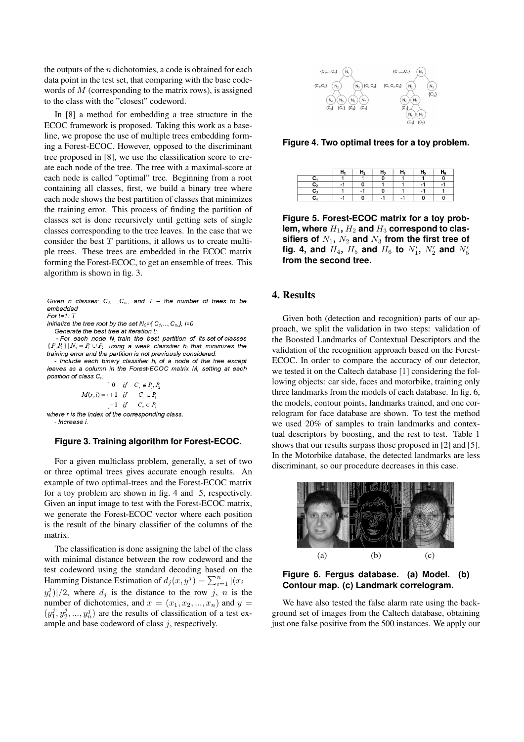the outputs of the $n$ dichotomies, a code is obtained for each data point in the test set, that comparing with the base codewords of $M$ (corresponding to the matrix rows), is assigned to the class with the "closest" codeword.

In [8] a method for embedding a tree structure in the ECOC framework is proposed. Taking this work as a baseline, we propose the use of multiple trees embedding forming a Forest-ECOC. However, opposed to the discriminant tree proposed in [8], we use the classification score to create each node of the tree. The tree with a maximal-score at each node is called "optimal" tree. Beginning from a root containing all classes, first, we build a binary tree where each node shows the best partition of classes that minimizes the training error. This process of finding the partition of classes set is done recursively until getting sets of single classes corresponding to the tree leaves. In the case that we consider the best $T$ partitions, it allows us to create multiple trees. These trees are embedded in the ECOC matrix forming the Forest-ECOC, to get an ensemble of trees. This algorithm is shown in fig. 3.

*Given n classes: $C_1,\ldots,C_n$, and T – the number of trees to be embedded*
*For t=1: T*
*Initialize the tree root by the set $N_0=\{C_1,\ldots,C_n\}$, i=0*
*Generate the best tree at iteration t:*
*- For each node $N_i$ train the best partition of its set of classes $\{P_1,P_2\} \mid N_i = P_1 \cup P_2$ using a weak classifier $h_i$ that minimizes the training error and the partition is not previously considered.*
*- Include each binary classifier $h_i$ of a node of the tree except leaves as a column in the Forest-ECOC matrix $M$, setting at each position of class $C_r$:*

$$M(r,i) = \begin{cases} 0 & if \quad C_r \notin P_1, P_2 \\ +1 & if \quad C_r \in P_1 \\ -1 & if \quad C_r \in P_2 \end{cases}$$

*where r is the index of the corresponding class.*
*- Increase i.*

**Figure 3. Training algorithm for Forest-ECOC.**

For a given multiclass problem, generally, a set of two or three optimal trees gives accurate enough results. An example of two optimal-trees and the Forest-ECOC matrix for a toy problem are shown in fig. 4 and 5, respectively. Given an input image to test with the Forest-ECOC matrix, we generate the Forest-ECOC vector where each position is the result of the binary classifier of the columns of the matrix.

The classification is done assigning the label of the class with minimal distance between the row codeword and the test codeword using the standard decoding based on the Hamming Distance Estimation of $d_j(x, y^j) = \sum_{i=1}^{n} |(x_i - y_i^j)|/2$, where $d_j$ is the distance to the row $j$, $n$ is the number of dichotomies, and $x = (x_1, x_2, ..., x_n)$ and $y = (y_1^j, y_2^j, ..., y_n^j)$ are the results of classification of a test example and base codeword of class $j$, respectively.

**Figure 4. Two optimal trees for a toy problem.**

| | $H_1$ | $H_2$ | $H_3$ | $H_4$ | $H_5$ | $H_6$ |
|---|---|---|---|---|---|---|
| $C_1$ | 1 | 1 | 0 | 1 | 1 | 0 |
| $C_2$ | -1 | 0 | 1 | 1 | -1 | -1 |
| $C_3$ | 1 | -1 | 0 | 1 | -1 | 1 |
| $C_4$ | -1 | 0 | -1 | -1 | 0 | 0 |

**Figure 5. Forest-ECOC matrix for a toy problem, where $H_1$, $H_2$ and $H_3$ correspond to classifiers of $N_1$, $N_2$ and $N_3$ from the first tree of fig. 4, and $H_4$, $H_5$ and $H_6$ to $N_1'$, $N_2'$ and $N_5'$ from the second tree.**

## 4. Results

Given both (detection and recognition) parts of our approach, we split the validation in two steps: validation of the Boosted Landmarks of Contextual Descriptors and the validation of the recognition approach based on the Forest-ECOC. In order to compare the accuracy of our detector, we tested it on the Caltech database [1] considering the following objects: car side, faces and motorbike, training only three landmarks from the models of each database. In fig. 6, the models, contour points, landmarks trained, and one correlogram for face database are shown. To test the method we used 20% of samples to train landmarks and contextual descriptors by boosting, and the rest to test. Table 1 shows that our results surpass those proposed in [2] and [5]. In the Motorbike database, the detected landmarks are less discriminant, so our procedure decreases in this case.

(a) (b) (c)

**Figure 6. Fergus database. (a) Model. (b) Contour map. (c) Landmark correlogram.**

We have also tested the false alarm rate using the background set of images from the Caltech database, obtaining just one false positive from the 500 instances. We apply our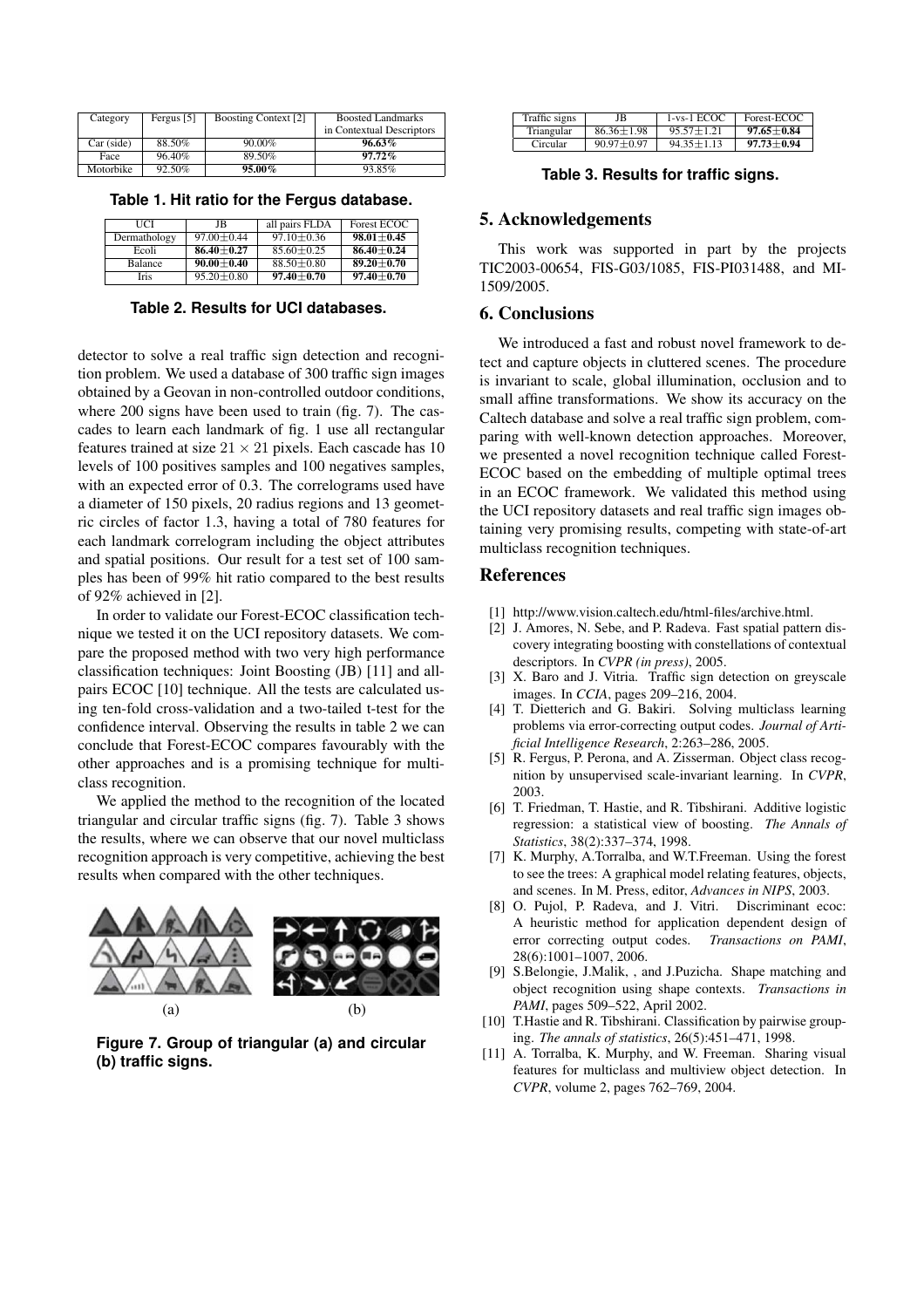| Category | Fergus [5] | Boosting Context [2] | Boosted Landmarks in Contextual Descriptors |
|---|---|---|---|
| Car (side) | 88.50% | 90.00% | **96.63%** |
| Face | 96.40% | 89.50% | **97.72%** |
| Motorbike | 92.50% | **95.00%** | 93.85% |

**Table 1. Hit ratio for the Fergus database.**

| UCI | JB | all pairs FLDA | Forest ECOC |
|---|---|---|---|
| Dermathology | 97.00±0.44 | 97.10±0.36 | **98.01±0.45** |
| Ecoli | **86.40±0.27** | 85.60±0.25 | **86.40±0.24** |
| Balance | **90.00±0.40** | 88.50±0.80 | **89.20±0.70** |
| Iris | 95.20±0.80 | **97.40±0.70** | **97.40±0.70** |

**Table 2. Results for UCI databases.**

detector to solve a real traffic sign detection and recognition problem. We used a database of 300 traffic sign images obtained by a Geovan in non-controlled outdoor conditions, where 200 signs have been used to train (fig. 7). The cascades to learn each landmark of fig. 1 use all rectangular features trained at size $21 \times 21$ pixels. Each cascade has 10 levels of 100 positives samples and 100 negatives samples, with an expected error of 0.3. The correlograms used have a diameter of 150 pixels, 20 radius regions and 13 geometric circles of factor 1.3, having a total of 780 features for each landmark correlogram including the object attributes and spatial positions. Our result for a test set of 100 samples has been of 99% hit ratio compared to the best results of 92% achieved in [2].

In order to validate our Forest-ECOC classification technique we tested it on the UCI repository datasets. We compare the proposed method with two very high performance classification techniques: Joint Boosting (JB) [11] and all-pairs ECOC [10] technique. All the tests are calculated using ten-fold cross-validation and a two-tailed t-test for the confidence interval. Observing the results in table 2 we can conclude that Forest-ECOC compares favourably with the other approaches and is a promising technique for multi-class recognition.

We applied the method to the recognition of the located triangular and circular traffic signs (fig. 7). Table 3 shows the results, where we can observe that our novel multiclass recognition approach is very competitive, achieving the best results when compared with the other techniques.

(a) (b)

**Figure 7. Group of triangular (a) and circular (b) traffic signs.**

| Traffic signs | JB | 1-vs-1 ECOC | Forest-ECOC |
|---|---|---|---|
| Triangular | 86.36±1.98 | 95.57±1.21 | **97.65±0.84** |
| Circular | 90.97±0.97 | 94.35±1.13 | **97.73±0.94** |

**Table 3. Results for traffic signs.**

## 5. Acknowledgements

This work was supported in part by the projects TIC2003-00654, FIS-G03/1085, FIS-PI031488, and MI-1509/2005.

## 6. Conclusions

We introduced a fast and robust novel framework to detect and capture objects in cluttered scenes. The procedure is invariant to scale, global illumination, occlusion and to small affine transformations. We show its accuracy on the Caltech database and solve a real traffic sign problem, comparing with well-known detection approaches. Moreover, we presented a novel recognition technique called Forest-ECOC based on the embedding of multiple optimal trees in an ECOC framework. We validated this method using the UCI repository datasets and real traffic sign images obtaining very promising results, competing with state-of-art multiclass recognition techniques.

## References

[1] http://www.vision.caltech.edu/html-files/archive.html.

[2] J. Amores, N. Sebe, and P. Radeva. Fast spatial pattern discovery integrating boosting with constellations of contextual descriptors. In *CVPR (in press)*, 2005.

[3] X. Baro and J. Vitria. Traffic sign detection on greyscale images. In *CCIA*, pages 209–216, 2004.

[4] T. Dietterich and G. Bakiri. Solving multiclass learning problems via error-correcting output codes. *Journal of Artificial Intelligence Research*, 2:263–286, 2005.

[5] R. Fergus, P. Perona, and A. Zisserman. Object class recognition by unsupervised scale-invariant learning. In *CVPR*, 2003.

[6] T. Friedman, T. Hastie, and R. Tibshirani. Additive logistic regression: a statistical view of boosting. *The Annals of Statistics*, 38(2):337–374, 1998.

[7] K. Murphy, A.Torralba, and W.T.Freeman. Using the forest to see the trees: A graphical model relating features, objects, and scenes. In M. Press, editor, *Advances in NIPS*, 2003.

[8] O. Pujol, P. Radeva, and J. Vitri. Discriminant ecoc: A heuristic method for application dependent design of error correcting output codes. *Transactions on PAMI*, 28(6):1001–1007, 2006.

[9] S.Belongie, J.Malik, , and J.Puzicha. Shape matching and object recognition using shape contexts. *Transactions in PAMI*, pages 509–522, April 2002.

[10] T.Hastie and R. Tibshirani. Classification by pairwise grouping. *The annals of statistics*, 26(5):451–471, 1998.

[11] A. Torralba, K. Murphy, and W. Freeman. Sharing visual features for multiclass and multiview object detection. In *CVPR*, volume 2, pages 762–769, 2004.